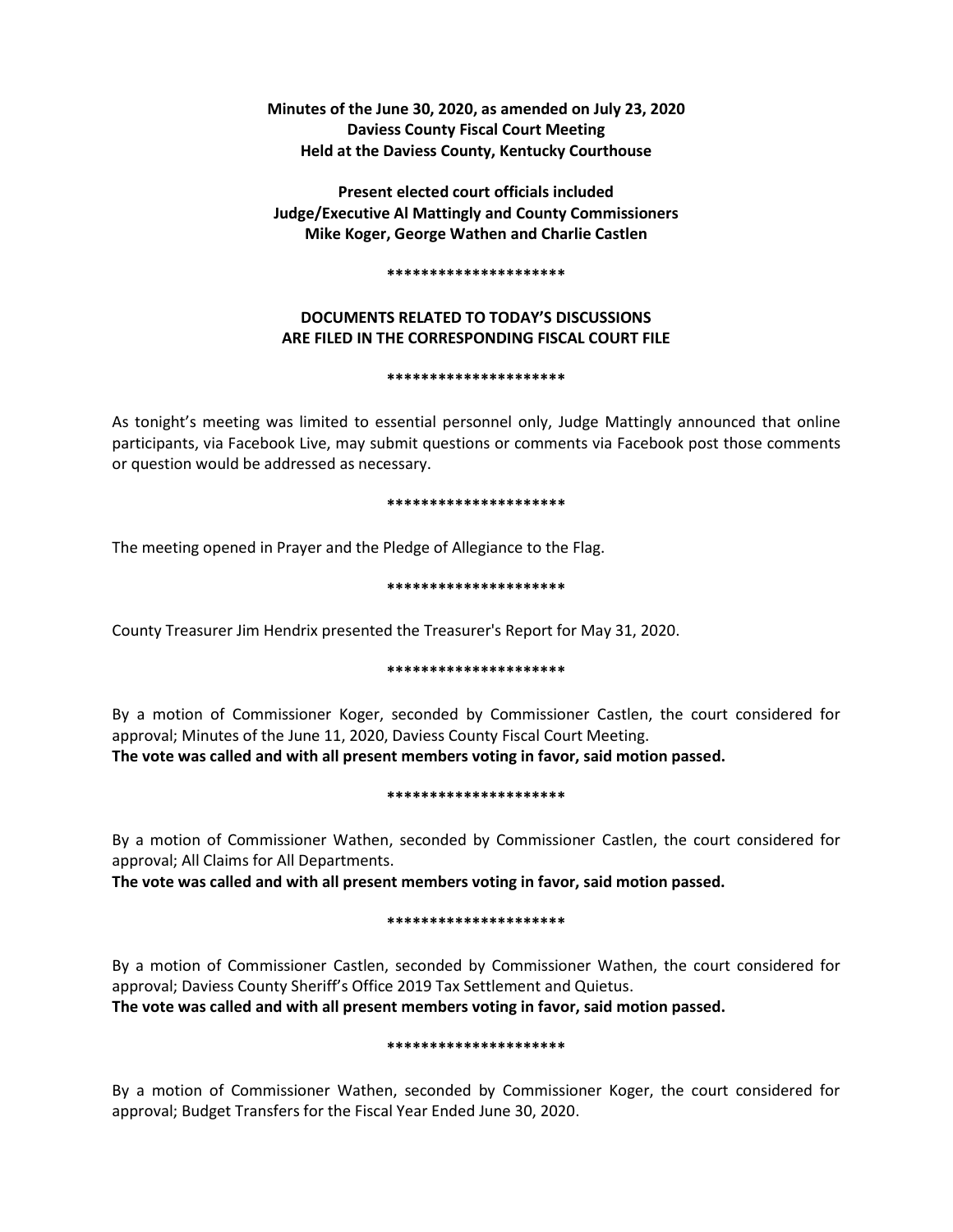**Minutes of the June 30, 2020, as amended on July 23, 2020**
**Daviess County Fiscal Court Meeting**
**Held at the Daviess County, Kentucky Courthouse**

**Present elected court officials included**
**Judge/Executive Al Mattingly and County Commissioners**
**Mike Koger, George Wathen and Charlie Castlen**

**\*\*\*\*\*\*\*\*\*\*\*\*\*\*\*\*\*\*\*\*\***

**DOCUMENTS RELATED TO TODAY'S DISCUSSIONS**
**ARE FILED IN THE CORRESPONDING FISCAL COURT FILE**

**\*\*\*\*\*\*\*\*\*\*\*\*\*\*\*\*\*\*\*\*\***

As tonight's meeting was limited to essential personnel only, Judge Mattingly announced that online participants, via Facebook Live, may submit questions or comments via Facebook post those comments or question would be addressed as necessary.

**\*\*\*\*\*\*\*\*\*\*\*\*\*\*\*\*\*\*\*\*\***

The meeting opened in Prayer and the Pledge of Allegiance to the Flag.

**\*\*\*\*\*\*\*\*\*\*\*\*\*\*\*\*\*\*\*\*\***

County Treasurer Jim Hendrix presented the Treasurer's Report for May 31, 2020.

**\*\*\*\*\*\*\*\*\*\*\*\*\*\*\*\*\*\*\*\*\***

By a motion of Commissioner Koger, seconded by Commissioner Castlen, the court considered for approval; Minutes of the June 11, 2020, Daviess County Fiscal Court Meeting.
**The vote was called and with all present members voting in favor, said motion passed.**

**\*\*\*\*\*\*\*\*\*\*\*\*\*\*\*\*\*\*\*\*\***

By a motion of Commissioner Wathen, seconded by Commissioner Castlen, the court considered for approval; All Claims for All Departments.
**The vote was called and with all present members voting in favor, said motion passed.**

**\*\*\*\*\*\*\*\*\*\*\*\*\*\*\*\*\*\*\*\*\***

By a motion of Commissioner Castlen, seconded by Commissioner Wathen, the court considered for approval; Daviess County Sheriff's Office 2019 Tax Settlement and Quietus.
**The vote was called and with all present members voting in favor, said motion passed.**

**\*\*\*\*\*\*\*\*\*\*\*\*\*\*\*\*\*\*\*\*\***

By a motion of Commissioner Wathen, seconded by Commissioner Koger, the court considered for approval; Budget Transfers for the Fiscal Year Ended June 30, 2020.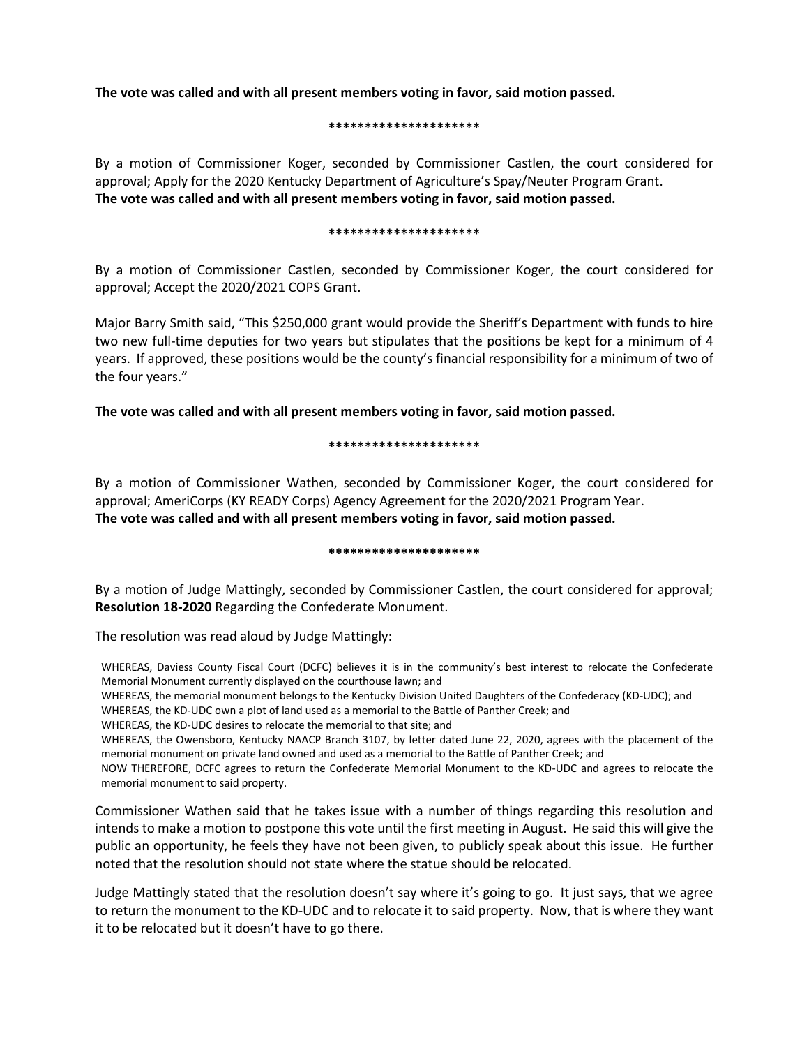**The vote was called and with all present members voting in favor, said motion passed.**

*********************

By a motion of Commissioner Koger, seconded by Commissioner Castlen, the court considered for approval; Apply for the 2020 Kentucky Department of Agriculture's Spay/Neuter Program Grant.
**The vote was called and with all present members voting in favor, said motion passed.**

*********************

By a motion of Commissioner Castlen, seconded by Commissioner Koger, the court considered for approval; Accept the 2020/2021 COPS Grant.

Major Barry Smith said, "This $250,000 grant would provide the Sheriff's Department with funds to hire two new full-time deputies for two years but stipulates that the positions be kept for a minimum of 4 years. If approved, these positions would be the county's financial responsibility for a minimum of two of the four years."

**The vote was called and with all present members voting in favor, said motion passed.**

*********************

By a motion of Commissioner Wathen, seconded by Commissioner Koger, the court considered for approval; AmeriCorps (KY READY Corps) Agency Agreement for the 2020/2021 Program Year.
**The vote was called and with all present members voting in favor, said motion passed.**

*********************

By a motion of Judge Mattingly, seconded by Commissioner Castlen, the court considered for approval; **Resolution 18-2020** Regarding the Confederate Monument.

The resolution was read aloud by Judge Mattingly:

WHEREAS, Daviess County Fiscal Court (DCFC) believes it is in the community's best interest to relocate the Confederate Memorial Monument currently displayed on the courthouse lawn; and
WHEREAS, the memorial monument belongs to the Kentucky Division United Daughters of the Confederacy (KD-UDC); and
WHEREAS, the KD-UDC own a plot of land used as a memorial to the Battle of Panther Creek; and
WHEREAS, the KD-UDC desires to relocate the memorial to that site; and
WHEREAS, the Owensboro, Kentucky NAACP Branch 3107, by letter dated June 22, 2020, agrees with the placement of the memorial monument on private land owned and used as a memorial to the Battle of Panther Creek; and
NOW THEREFORE, DCFC agrees to return the Confederate Memorial Monument to the KD-UDC and agrees to relocate the memorial monument to said property.

Commissioner Wathen said that he takes issue with a number of things regarding this resolution and intends to make a motion to postpone this vote until the first meeting in August. He said this will give the public an opportunity, he feels they have not been given, to publicly speak about this issue. He further noted that the resolution should not state where the statue should be relocated.

Judge Mattingly stated that the resolution doesn't say where it's going to go. It just says, that we agree to return the monument to the KD-UDC and to relocate it to said property. Now, that is where they want it to be relocated but it doesn't have to go there.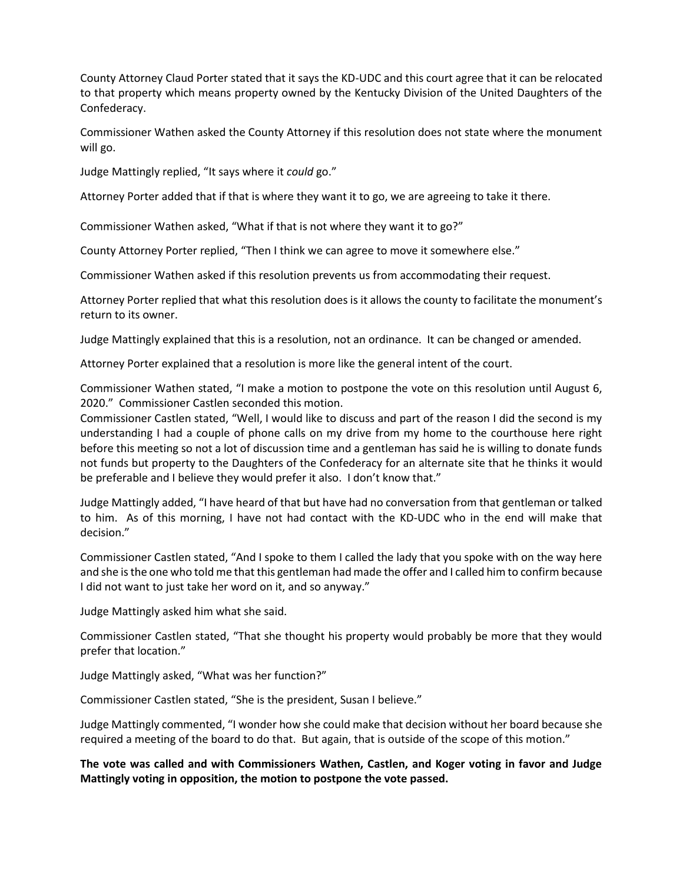County Attorney Claud Porter stated that it says the KD-UDC and this court agree that it can be relocated to that property which means property owned by the Kentucky Division of the United Daughters of the Confederacy.

Commissioner Wathen asked the County Attorney if this resolution does not state where the monument will go.

Judge Mattingly replied, "It says where it *could* go."

Attorney Porter added that if that is where they want it to go, we are agreeing to take it there.

Commissioner Wathen asked, "What if that is not where they want it to go?"

County Attorney Porter replied, "Then I think we can agree to move it somewhere else."

Commissioner Wathen asked if this resolution prevents us from accommodating their request.

Attorney Porter replied that what this resolution does is it allows the county to facilitate the monument's return to its owner.

Judge Mattingly explained that this is a resolution, not an ordinance. It can be changed or amended.

Attorney Porter explained that a resolution is more like the general intent of the court.

Commissioner Wathen stated, "I make a motion to postpone the vote on this resolution until August 6, 2020." Commissioner Castlen seconded this motion.

Commissioner Castlen stated, "Well, I would like to discuss and part of the reason I did the second is my understanding I had a couple of phone calls on my drive from my home to the courthouse here right before this meeting so not a lot of discussion time and a gentleman has said he is willing to donate funds not funds but property to the Daughters of the Confederacy for an alternate site that he thinks it would be preferable and I believe they would prefer it also. I don't know that."

Judge Mattingly added, "I have heard of that but have had no conversation from that gentleman or talked to him. As of this morning, I have not had contact with the KD-UDC who in the end will make that decision."

Commissioner Castlen stated, "And I spoke to them I called the lady that you spoke with on the way here and she is the one who told me that this gentleman had made the offer and I called him to confirm because I did not want to just take her word on it, and so anyway."

Judge Mattingly asked him what she said.

Commissioner Castlen stated, "That she thought his property would probably be more that they would prefer that location."

Judge Mattingly asked, "What was her function?"

Commissioner Castlen stated, "She is the president, Susan I believe."

Judge Mattingly commented, "I wonder how she could make that decision without her board because she required a meeting of the board to do that. But again, that is outside of the scope of this motion."

**The vote was called and with Commissioners Wathen, Castlen, and Koger voting in favor and Judge Mattingly voting in opposition, the motion to postpone the vote passed.**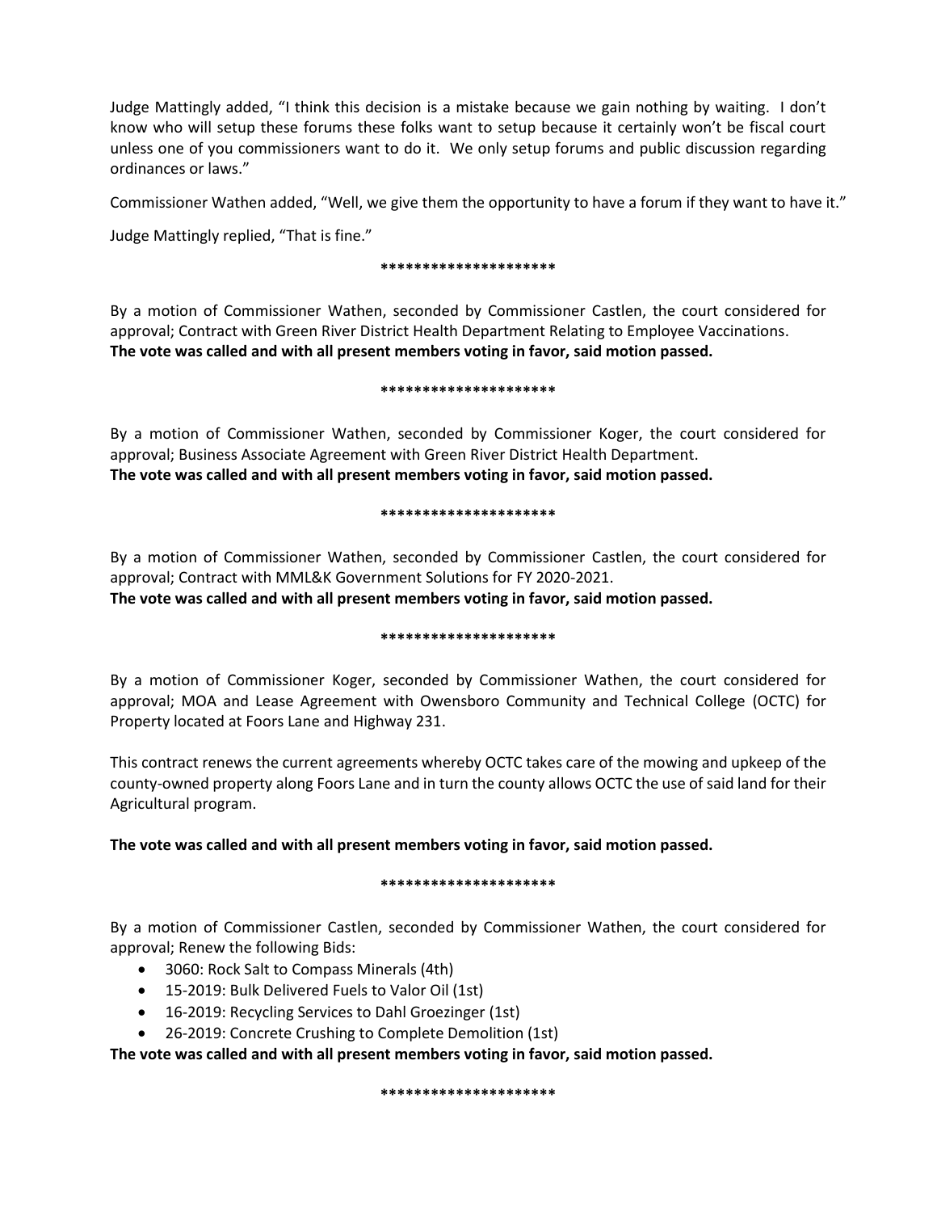Judge Mattingly added, "I think this decision is a mistake because we gain nothing by waiting. I don't know who will setup these forums these folks want to setup because it certainly won't be fiscal court unless one of you commissioners want to do it. We only setup forums and public discussion regarding ordinances or laws."

Commissioner Wathen added, "Well, we give them the opportunity to have a forum if they want to have it."

Judge Mattingly replied, "That is fine."

*********************

By a motion of Commissioner Wathen, seconded by Commissioner Castlen, the court considered for approval; Contract with Green River District Health Department Relating to Employee Vaccinations.
**The vote was called and with all present members voting in favor, said motion passed.**

*********************

By a motion of Commissioner Wathen, seconded by Commissioner Koger, the court considered for approval; Business Associate Agreement with Green River District Health Department.
**The vote was called and with all present members voting in favor, said motion passed.**

*********************

By a motion of Commissioner Wathen, seconded by Commissioner Castlen, the court considered for approval; Contract with MML&K Government Solutions for FY 2020-2021.
**The vote was called and with all present members voting in favor, said motion passed.**

*********************

By a motion of Commissioner Koger, seconded by Commissioner Wathen, the court considered for approval; MOA and Lease Agreement with Owensboro Community and Technical College (OCTC) for Property located at Foors Lane and Highway 231.

This contract renews the current agreements whereby OCTC takes care of the mowing and upkeep of the county-owned property along Foors Lane and in turn the county allows OCTC the use of said land for their Agricultural program.

**The vote was called and with all present members voting in favor, said motion passed.**

*********************

By a motion of Commissioner Castlen, seconded by Commissioner Wathen, the court considered for approval; Renew the following Bids:

- 3060: Rock Salt to Compass Minerals (4th)
- 15-2019: Bulk Delivered Fuels to Valor Oil (1st)
- 16-2019: Recycling Services to Dahl Groezinger (1st)
- 26-2019: Concrete Crushing to Complete Demolition (1st)

**The vote was called and with all present members voting in favor, said motion passed.**

*********************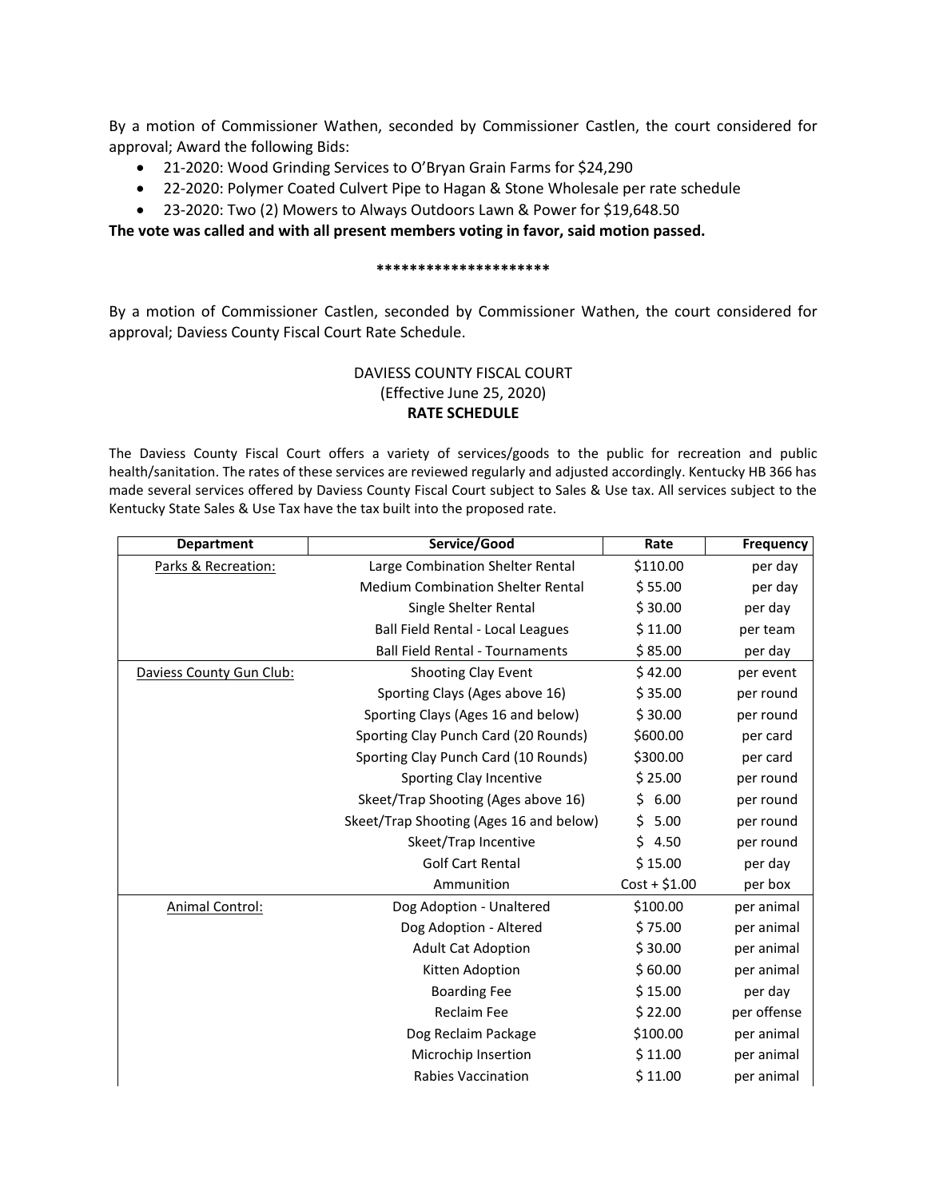By a motion of Commissioner Wathen, seconded by Commissioner Castlen, the court considered for approval; Award the following Bids:

- 21-2020: Wood Grinding Services to O'Bryan Grain Farms for $24,290
- 22-2020: Polymer Coated Culvert Pipe to Hagan & Stone Wholesale per rate schedule
- 23-2020: Two (2) Mowers to Always Outdoors Lawn & Power for $19,648.50

**The vote was called and with all present members voting in favor, said motion passed.**

**********************

By a motion of Commissioner Castlen, seconded by Commissioner Wathen, the court considered for approval; Daviess County Fiscal Court Rate Schedule.

DAVIESS COUNTY FISCAL COURT
(Effective June 25, 2020)
**RATE SCHEDULE**

The Daviess County Fiscal Court offers a variety of services/goods to the public for recreation and public health/sanitation. The rates of these services are reviewed regularly and adjusted accordingly. Kentucky HB 366 has made several services offered by Daviess County Fiscal Court subject to Sales & Use tax. All services subject to the Kentucky State Sales & Use Tax have the tax built into the proposed rate.

| Department | Service/Good | Rate | Frequency |
|---|---|---|---|
| Parks & Recreation: | Large Combination Shelter Rental | $110.00 | per day |
| | Medium Combination Shelter Rental | $ 55.00 | per day |
| | Single Shelter Rental | $ 30.00 | per day |
| | Ball Field Rental - Local Leagues | $ 11.00 | per team |
| | Ball Field Rental - Tournaments | $ 85.00 | per day |
| Daviess County Gun Club: | Shooting Clay Event | $ 42.00 | per event |
| | Sporting Clays (Ages above 16) | $ 35.00 | per round |
| | Sporting Clays (Ages 16 and below) | $ 30.00 | per round |
| | Sporting Clay Punch Card (20 Rounds) | $600.00 | per card |
| | Sporting Clay Punch Card (10 Rounds) | $300.00 | per card |
| | Sporting Clay Incentive | $ 25.00 | per round |
| | Skeet/Trap Shooting (Ages above 16) | $ 6.00 | per round |
| | Skeet/Trap Shooting (Ages 16 and below) | $ 5.00 | per round |
| | Skeet/Trap Incentive | $ 4.50 | per round |
| | Golf Cart Rental | $ 15.00 | per day |
| | Ammunition | Cost + $1.00 | per box |
| Animal Control: | Dog Adoption - Unaltered | $100.00 | per animal |
| | Dog Adoption - Altered | $ 75.00 | per animal |
| | Adult Cat Adoption | $ 30.00 | per animal |
| | Kitten Adoption | $ 60.00 | per animal |
| | Boarding Fee | $ 15.00 | per day |
| | Reclaim Fee | $ 22.00 | per offense |
| | Dog Reclaim Package | $100.00 | per animal |
| | Microchip Insertion | $ 11.00 | per animal |
| | Rabies Vaccination | $ 11.00 | per animal |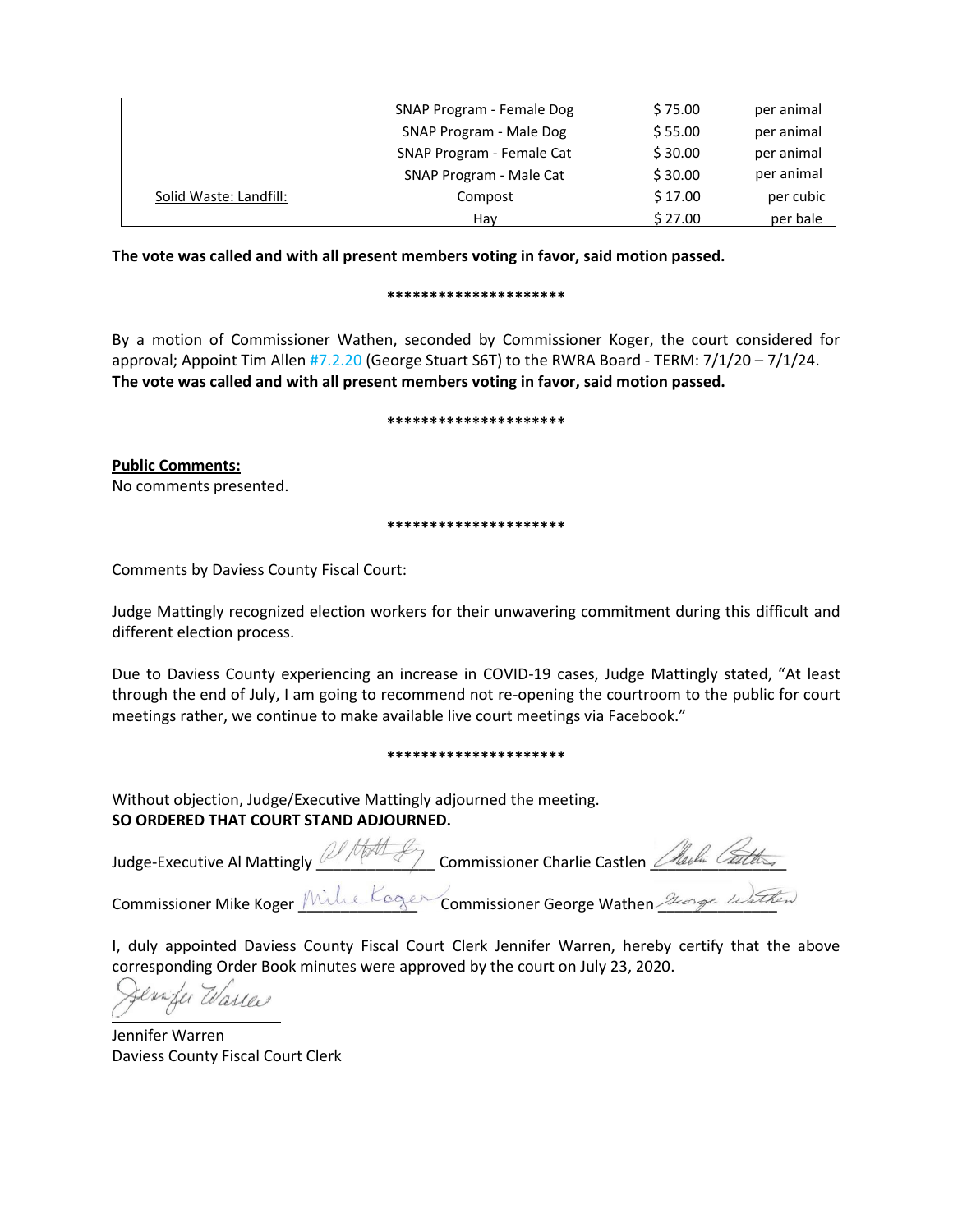| | | | |
|---|---|---|---|
| | SNAP Program - Female Dog | $ 75.00 | per animal |
| | SNAP Program - Male Dog | $ 55.00 | per animal |
| | SNAP Program - Female Cat | $ 30.00 | per animal |
| | SNAP Program - Male Cat | $ 30.00 | per animal |
| Solid Waste: Landfill: | Compost | $ 17.00 | per cubic |
| | Hay | $ 27.00 | per bale |

**The vote was called and with all present members voting in favor, said motion passed.**

*********************

By a motion of Commissioner Wathen, seconded by Commissioner Koger, the court considered for approval; Appoint Tim Allen #7.2.20 (George Stuart S6T) to the RWRA Board - TERM: 7/1/20 – 7/1/24. **The vote was called and with all present members voting in favor, said motion passed.**

*********************

**Public Comments:**
No comments presented.

*********************

Comments by Daviess County Fiscal Court:

Judge Mattingly recognized election workers for their unwavering commitment during this difficult and different election process.

Due to Daviess County experiencing an increase in COVID-19 cases, Judge Mattingly stated, "At least through the end of July, I am going to recommend not re-opening the courtroom to the public for court meetings rather, we continue to make available live court meetings via Facebook."

*********************

Without objection, Judge/Executive Mattingly adjourned the meeting.
**SO ORDERED THAT COURT STAND ADJOURNED.**

Judge-Executive Al Mattingly ____________ Commissioner Charlie Castlen ____________

Commissioner Mike Koger ____________ Commissioner George Wathen ____________

I, duly appointed Daviess County Fiscal Court Clerk Jennifer Warren, hereby certify that the above corresponding Order Book minutes were approved by the court on July 23, 2020.

____________
Jennifer Warren
Daviess County Fiscal Court Clerk